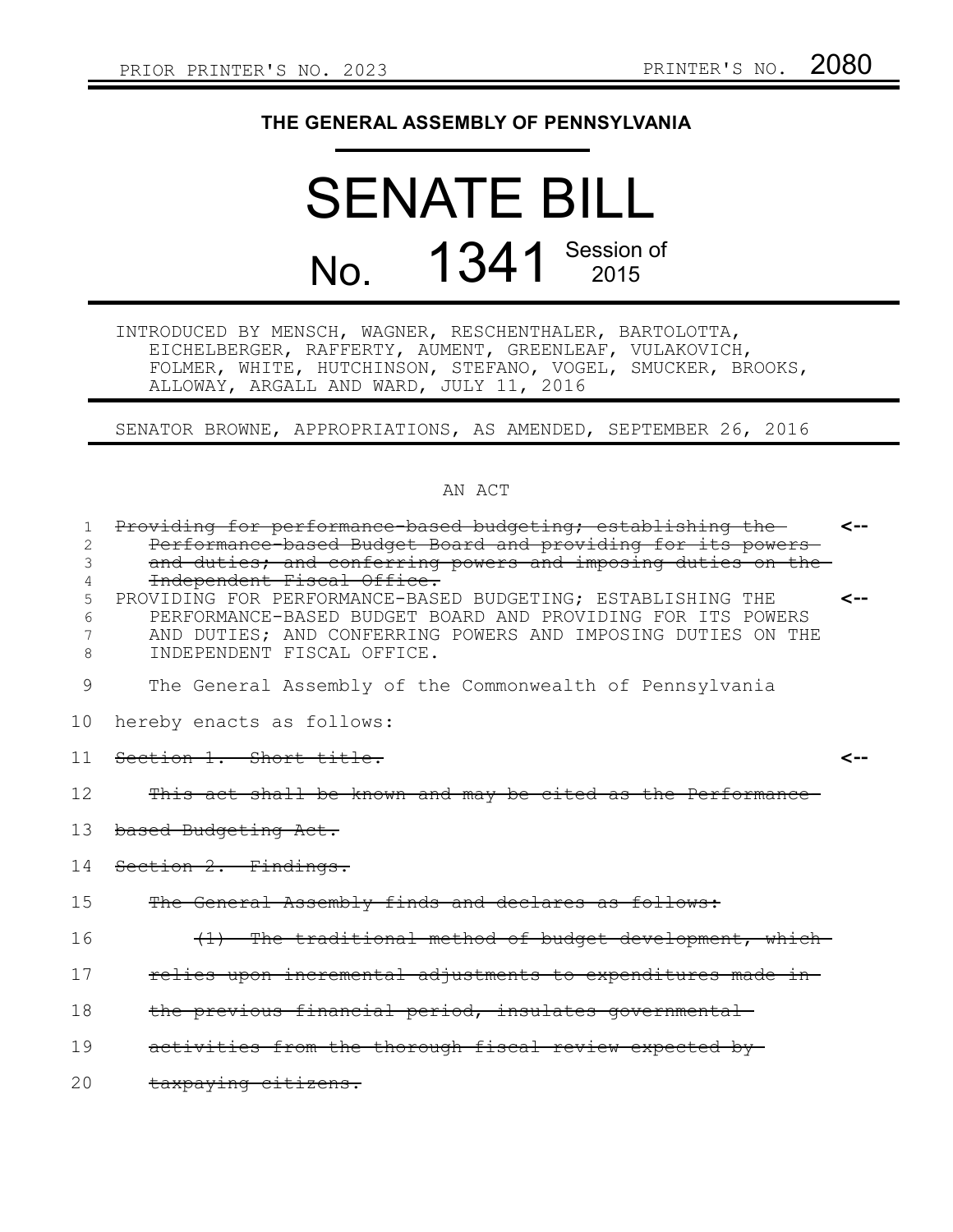PRIOR PRINTER'S NO. 2023 PRINTER'S NO. 2080

**THE GENERAL ASSEMBLY OF PENNSYLVANIA**

# SENATE BILL

# No. 1341 Session of 2015

INTRODUCED BY MENSCH, WAGNER, RESCHENTHALER, BARTOLOTTA, EICHELBERGER, RAFFERTY, AUMENT, GREENLEAF, VULAKOVICH, FOLMER, WHITE, HUTCHINSON, STEFANO, VOGEL, SMUCKER, BROOKS, ALLOWAY, ARGALL AND WARD, JULY 11, 2016

SENATOR BROWNE, APPROPRIATIONS, AS AMENDED, SEPTEMBER 26, 2016

AN ACT

1 ~~Providing for performance-based budgeting; establishing the~~ <--
2 ~~Performance-based Budget Board and providing for its powers~~
3 ~~and duties; and conferring powers and imposing duties on the~~
4 ~~Independent Fiscal Office.~~
5 PROVIDING FOR PERFORMANCE-BASED BUDGETING; ESTABLISHING THE <--
6 PERFORMANCE-BASED BUDGET BOARD AND PROVIDING FOR ITS POWERS
7 AND DUTIES; AND CONFERRING POWERS AND IMPOSING DUTIES ON THE
8 INDEPENDENT FISCAL OFFICE.

9 The General Assembly of the Commonwealth of Pennsylvania
10 hereby enacts as follows:

11 ~~Section 1. Short title.~~ <--
12 ~~This act shall be known and may be cited as the Performance-~~
13 ~~based Budgeting Act.~~
14 ~~Section 2. Findings.~~
15 ~~The General Assembly finds and declares as follows:~~
16 ~~(1) The traditional method of budget development, which~~
17 ~~relies upon incremental adjustments to expenditures made in~~
18 ~~the previous financial period, insulates governmental~~
19 ~~activities from the thorough fiscal review expected by~~
20 ~~taxpaying citizens.~~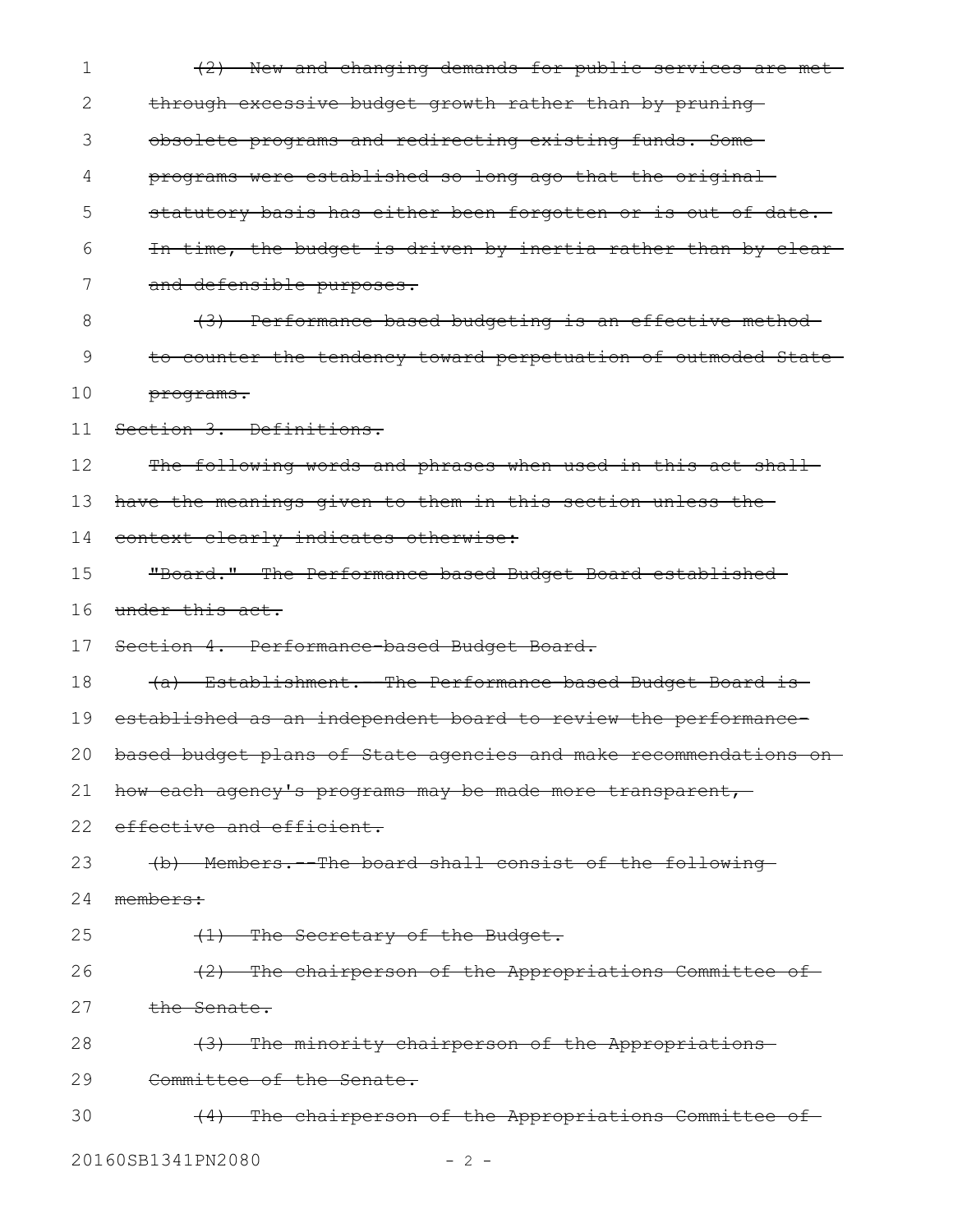~~(2) New and changing demands for public services are met through excessive budget growth rather than by pruning obsolete programs and redirecting existing funds. Some programs were established so long ago that the original statutory basis has either been forgotten or is out of date. In time, the budget is driven by inertia rather than by clear and defensible purposes.~~

~~(3) Performance-based budgeting is an effective method to counter the tendency toward perpetuation of outmoded State programs.~~

~~Section 3. Definitions.~~

~~The following words and phrases when used in this act shall have the meanings given to them in this section unless the context clearly indicates otherwise:~~

~~"Board." The Performance-based Budget Board established under this act.~~

~~Section 4. Performance-based Budget Board.~~

~~(a) Establishment.--The Performance-based Budget Board is established as an independent board to review the performance-based budget plans of State agencies and make recommendations on how each agency's programs may be made more transparent, effective and efficient.~~

~~(b) Members.--The board shall consist of the following members:~~

~~(1) The Secretary of the Budget.~~

~~(2) The chairperson of the Appropriations Committee of the Senate.~~

~~(3) The minority chairperson of the Appropriations Committee of the Senate.~~

~~(4) The chairperson of the Appropriations Committee of~~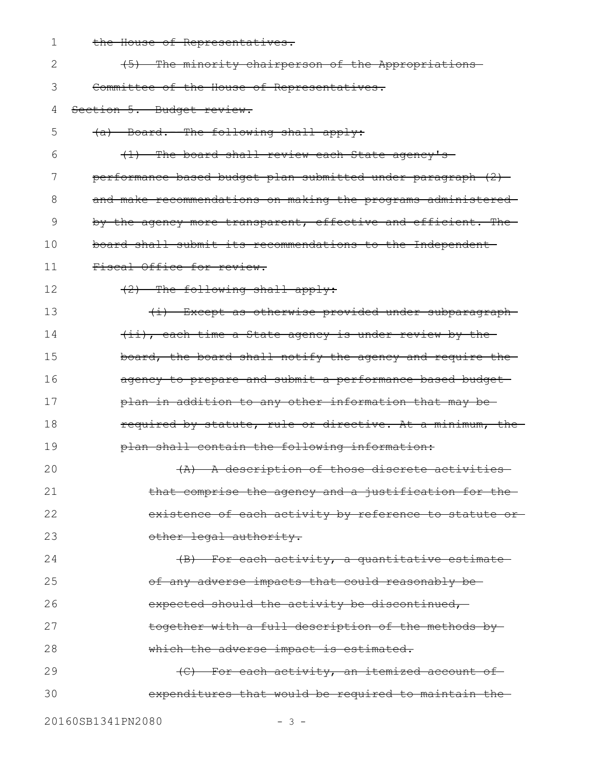~~the House of Representatives.~~

~~(5) The minority chairperson of the Appropriations Committee of the House of Representatives.~~

~~Section 5. Budget review.~~

~~(a) Board.--The following shall apply:~~

~~(1) The board shall review each State agency's performance based budget plan submitted under paragraph (2) and make recommendations on making the programs administered by the agency more transparent, effective and efficient. The board shall submit its recommendations to the Independent Fiscal Office for review.~~

~~(2) The following shall apply:~~

~~(i) Except as otherwise provided under subparagraph (ii), each time a State agency is under review by the board, the board shall notify the agency and require the agency to prepare and submit a performance based budget plan in addition to any other information that may be required by statute, rule or directive. At a minimum, the plan shall contain the following information:~~

~~(A) A description of those discrete activities that comprise the agency and a justification for the existence of each activity by reference to statute or other legal authority.~~

~~(B) For each activity, a quantitative estimate of any adverse impacts that could reasonably be expected should the activity be discontinued, together with a full description of the methods by which the adverse impact is estimated.~~

~~(C) For each activity, an itemized account of expenditures that would be required to maintain the~~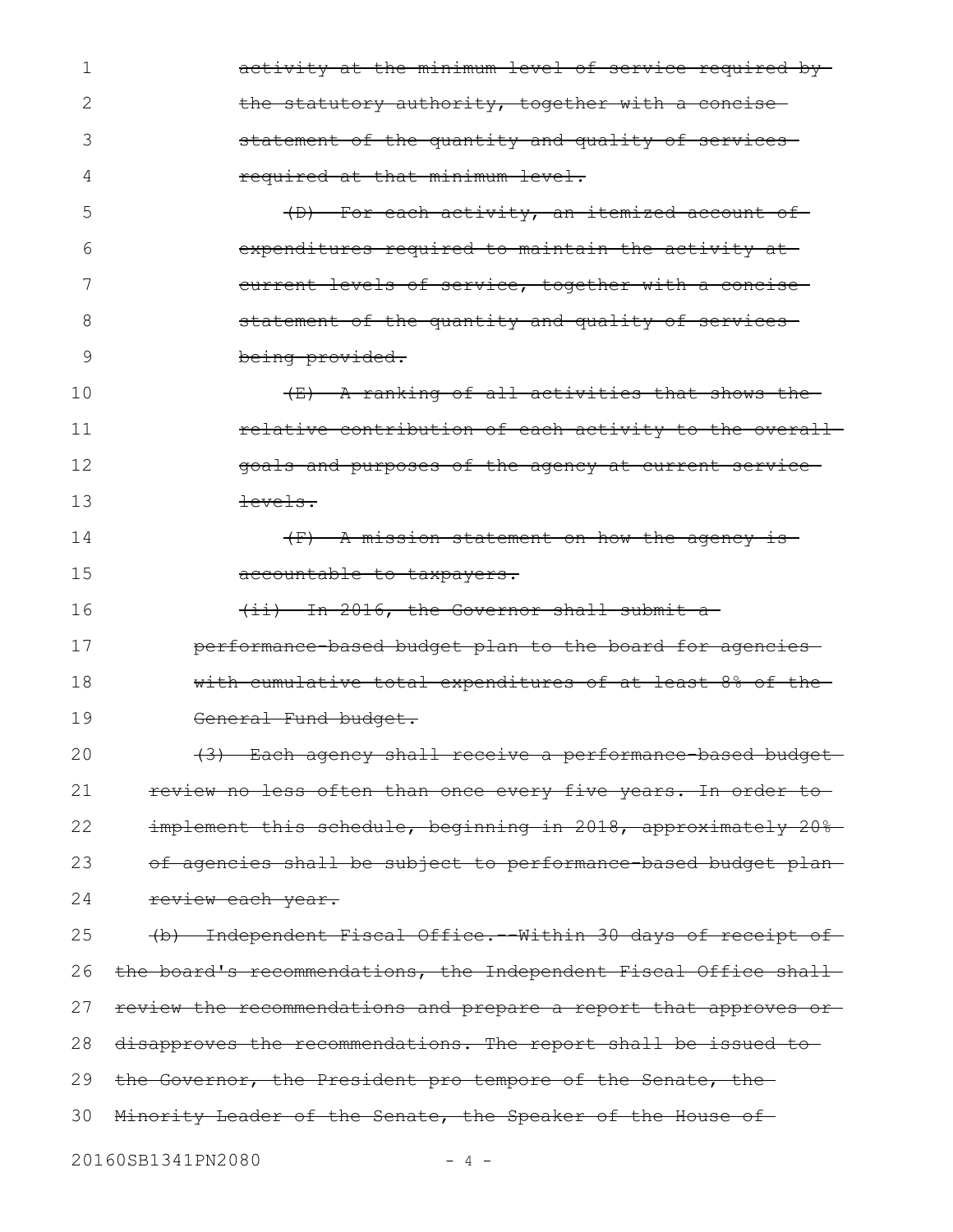~~activity at the minimum level of service required by the statutory authority, together with a concise statement of the quantity and quality of services required at that minimum level.~~

~~(D) For each activity, an itemized account of expenditures required to maintain the activity at current levels of service, together with a concise statement of the quantity and quality of services being provided.~~

~~(E) A ranking of all activities that shows the relative contribution of each activity to the overall goals and purposes of the agency at current service levels.~~

~~(F) A mission statement on how the agency is accountable to taxpayers.~~

~~(ii) In 2016, the Governor shall submit a performance-based budget plan to the board for agencies with cumulative total expenditures of at least 8% of the General Fund budget.~~

~~(3) Each agency shall receive a performance-based budget review no less often than once every five years. In order to implement this schedule, beginning in 2018, approximately 20% of agencies shall be subject to performance-based budget plan review each year.~~

~~(b) Independent Fiscal Office.--Within 30 days of receipt of the board's recommendations, the Independent Fiscal Office shall review the recommendations and prepare a report that approves or disapproves the recommendations. The report shall be issued to the Governor, the President pro tempore of the Senate, the Minority Leader of the Senate, the Speaker of the House of~~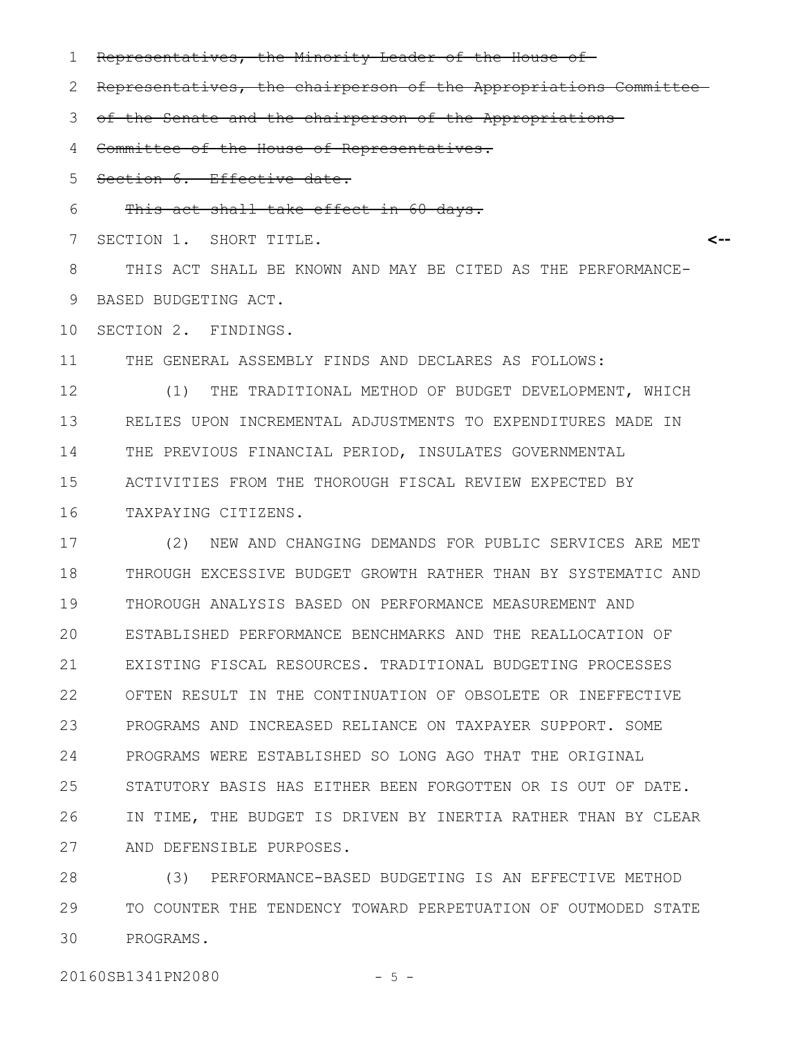~~Representatives, the Minority Leader of the House of Representatives, the chairperson of the Appropriations Committee of the Senate and the chairperson of the Appropriations Committee of the House of Representatives.~~

~~Section 6. Effective date.~~

~~This act shall take effect in 60 days.~~

SECTION 1. SHORT TITLE. <--

THIS ACT SHALL BE KNOWN AND MAY BE CITED AS THE PERFORMANCE-BASED BUDGETING ACT.

SECTION 2. FINDINGS.

THE GENERAL ASSEMBLY FINDS AND DECLARES AS FOLLOWS:

(1) THE TRADITIONAL METHOD OF BUDGET DEVELOPMENT, WHICH RELIES UPON INCREMENTAL ADJUSTMENTS TO EXPENDITURES MADE IN THE PREVIOUS FINANCIAL PERIOD, INSULATES GOVERNMENTAL ACTIVITIES FROM THE THOROUGH FISCAL REVIEW EXPECTED BY TAXPAYING CITIZENS.

(2) NEW AND CHANGING DEMANDS FOR PUBLIC SERVICES ARE MET THROUGH EXCESSIVE BUDGET GROWTH RATHER THAN BY SYSTEMATIC AND THOROUGH ANALYSIS BASED ON PERFORMANCE MEASUREMENT AND ESTABLISHED PERFORMANCE BENCHMARKS AND THE REALLOCATION OF EXISTING FISCAL RESOURCES. TRADITIONAL BUDGETING PROCESSES OFTEN RESULT IN THE CONTINUATION OF OBSOLETE OR INEFFECTIVE PROGRAMS AND INCREASED RELIANCE ON TAXPAYER SUPPORT. SOME PROGRAMS WERE ESTABLISHED SO LONG AGO THAT THE ORIGINAL STATUTORY BASIS HAS EITHER BEEN FORGOTTEN OR IS OUT OF DATE. IN TIME, THE BUDGET IS DRIVEN BY INERTIA RATHER THAN BY CLEAR AND DEFENSIBLE PURPOSES.

(3) PERFORMANCE-BASED BUDGETING IS AN EFFECTIVE METHOD TO COUNTER THE TENDENCY TOWARD PERPETUATION OF OUTMODED STATE PROGRAMS.

20160SB1341PN2080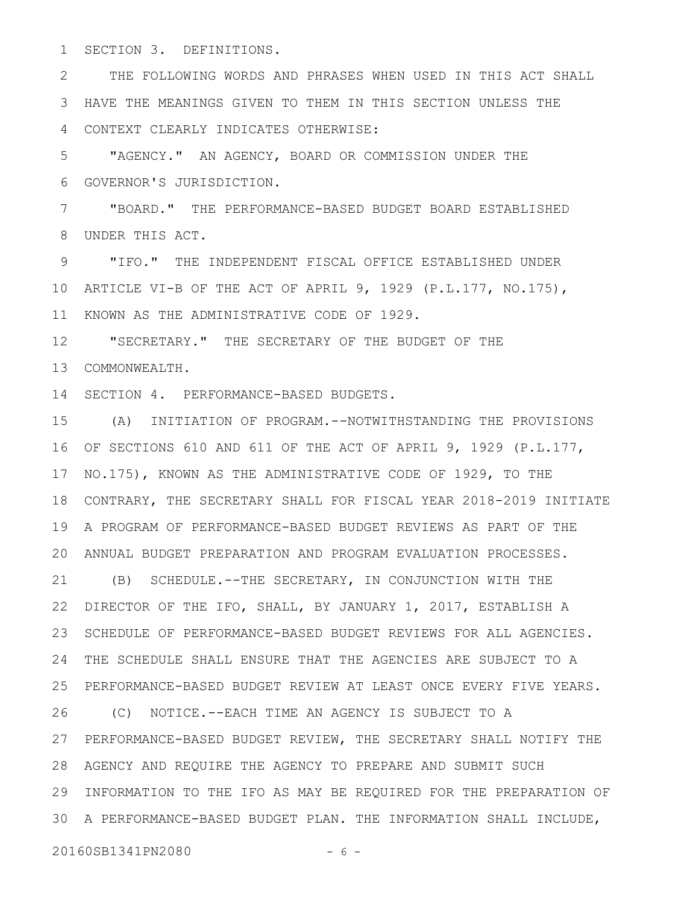SECTION 3. DEFINITIONS.

THE FOLLOWING WORDS AND PHRASES WHEN USED IN THIS ACT SHALL HAVE THE MEANINGS GIVEN TO THEM IN THIS SECTION UNLESS THE CONTEXT CLEARLY INDICATES OTHERWISE:

"AGENCY." AN AGENCY, BOARD OR COMMISSION UNDER THE GOVERNOR'S JURISDICTION.

"BOARD." THE PERFORMANCE-BASED BUDGET BOARD ESTABLISHED UNDER THIS ACT.

"IFO." THE INDEPENDENT FISCAL OFFICE ESTABLISHED UNDER ARTICLE VI-B OF THE ACT OF APRIL 9, 1929 (P.L.177, NO.175), KNOWN AS THE ADMINISTRATIVE CODE OF 1929.

"SECRETARY." THE SECRETARY OF THE BUDGET OF THE COMMONWEALTH.

SECTION 4. PERFORMANCE-BASED BUDGETS.

(A) INITIATION OF PROGRAM.--NOTWITHSTANDING THE PROVISIONS OF SECTIONS 610 AND 611 OF THE ACT OF APRIL 9, 1929 (P.L.177, NO.175), KNOWN AS THE ADMINISTRATIVE CODE OF 1929, TO THE CONTRARY, THE SECRETARY SHALL FOR FISCAL YEAR 2018-2019 INITIATE A PROGRAM OF PERFORMANCE-BASED BUDGET REVIEWS AS PART OF THE ANNUAL BUDGET PREPARATION AND PROGRAM EVALUATION PROCESSES.

(B) SCHEDULE.--THE SECRETARY, IN CONJUNCTION WITH THE DIRECTOR OF THE IFO, SHALL, BY JANUARY 1, 2017, ESTABLISH A SCHEDULE OF PERFORMANCE-BASED BUDGET REVIEWS FOR ALL AGENCIES. THE SCHEDULE SHALL ENSURE THAT THE AGENCIES ARE SUBJECT TO A PERFORMANCE-BASED BUDGET REVIEW AT LEAST ONCE EVERY FIVE YEARS.

(C) NOTICE.--EACH TIME AN AGENCY IS SUBJECT TO A PERFORMANCE-BASED BUDGET REVIEW, THE SECRETARY SHALL NOTIFY THE AGENCY AND REQUIRE THE AGENCY TO PREPARE AND SUBMIT SUCH INFORMATION TO THE IFO AS MAY BE REQUIRED FOR THE PREPARATION OF A PERFORMANCE-BASED BUDGET PLAN. THE INFORMATION SHALL INCLUDE,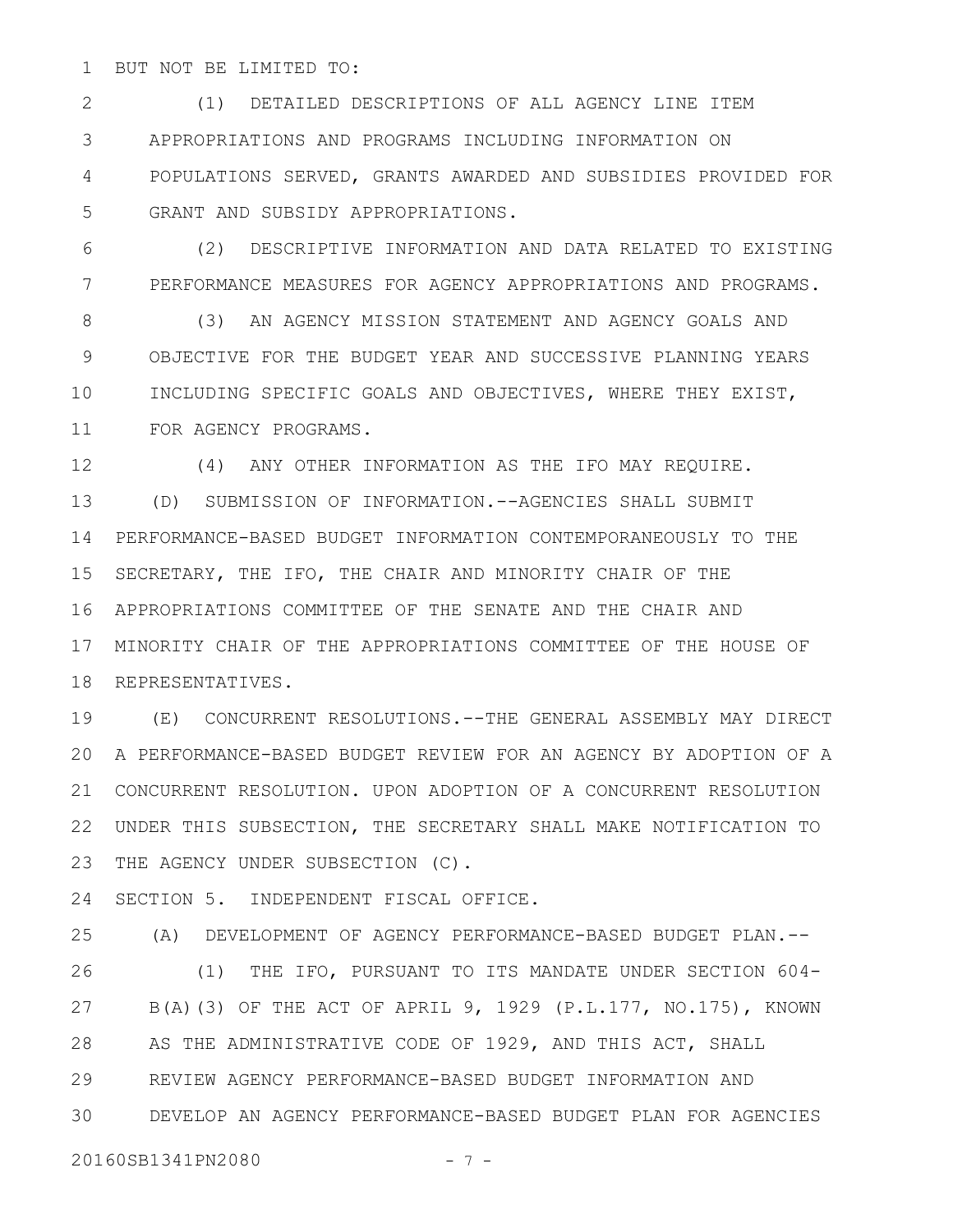BUT NOT BE LIMITED TO:

(1) DETAILED DESCRIPTIONS OF ALL AGENCY LINE ITEM APPROPRIATIONS AND PROGRAMS INCLUDING INFORMATION ON POPULATIONS SERVED, GRANTS AWARDED AND SUBSIDIES PROVIDED FOR GRANT AND SUBSIDY APPROPRIATIONS.

(2) DESCRIPTIVE INFORMATION AND DATA RELATED TO EXISTING PERFORMANCE MEASURES FOR AGENCY APPROPRIATIONS AND PROGRAMS.

(3) AN AGENCY MISSION STATEMENT AND AGENCY GOALS AND OBJECTIVE FOR THE BUDGET YEAR AND SUCCESSIVE PLANNING YEARS INCLUDING SPECIFIC GOALS AND OBJECTIVES, WHERE THEY EXIST, FOR AGENCY PROGRAMS.

(4) ANY OTHER INFORMATION AS THE IFO MAY REQUIRE.

(D) SUBMISSION OF INFORMATION.--AGENCIES SHALL SUBMIT PERFORMANCE-BASED BUDGET INFORMATION CONTEMPORANEOUSLY TO THE SECRETARY, THE IFO, THE CHAIR AND MINORITY CHAIR OF THE APPROPRIATIONS COMMITTEE OF THE SENATE AND THE CHAIR AND MINORITY CHAIR OF THE APPROPRIATIONS COMMITTEE OF THE HOUSE OF REPRESENTATIVES.

(E) CONCURRENT RESOLUTIONS.--THE GENERAL ASSEMBLY MAY DIRECT A PERFORMANCE-BASED BUDGET REVIEW FOR AN AGENCY BY ADOPTION OF A CONCURRENT RESOLUTION. UPON ADOPTION OF A CONCURRENT RESOLUTION UNDER THIS SUBSECTION, THE SECRETARY SHALL MAKE NOTIFICATION TO THE AGENCY UNDER SUBSECTION (C).

SECTION 5. INDEPENDENT FISCAL OFFICE.

(A) DEVELOPMENT OF AGENCY PERFORMANCE-BASED BUDGET PLAN.--

(1) THE IFO, PURSUANT TO ITS MANDATE UNDER SECTION 604-B(A)(3) OF THE ACT OF APRIL 9, 1929 (P.L.177, NO.175), KNOWN AS THE ADMINISTRATIVE CODE OF 1929, AND THIS ACT, SHALL REVIEW AGENCY PERFORMANCE-BASED BUDGET INFORMATION AND DEVELOP AN AGENCY PERFORMANCE-BASED BUDGET PLAN FOR AGENCIES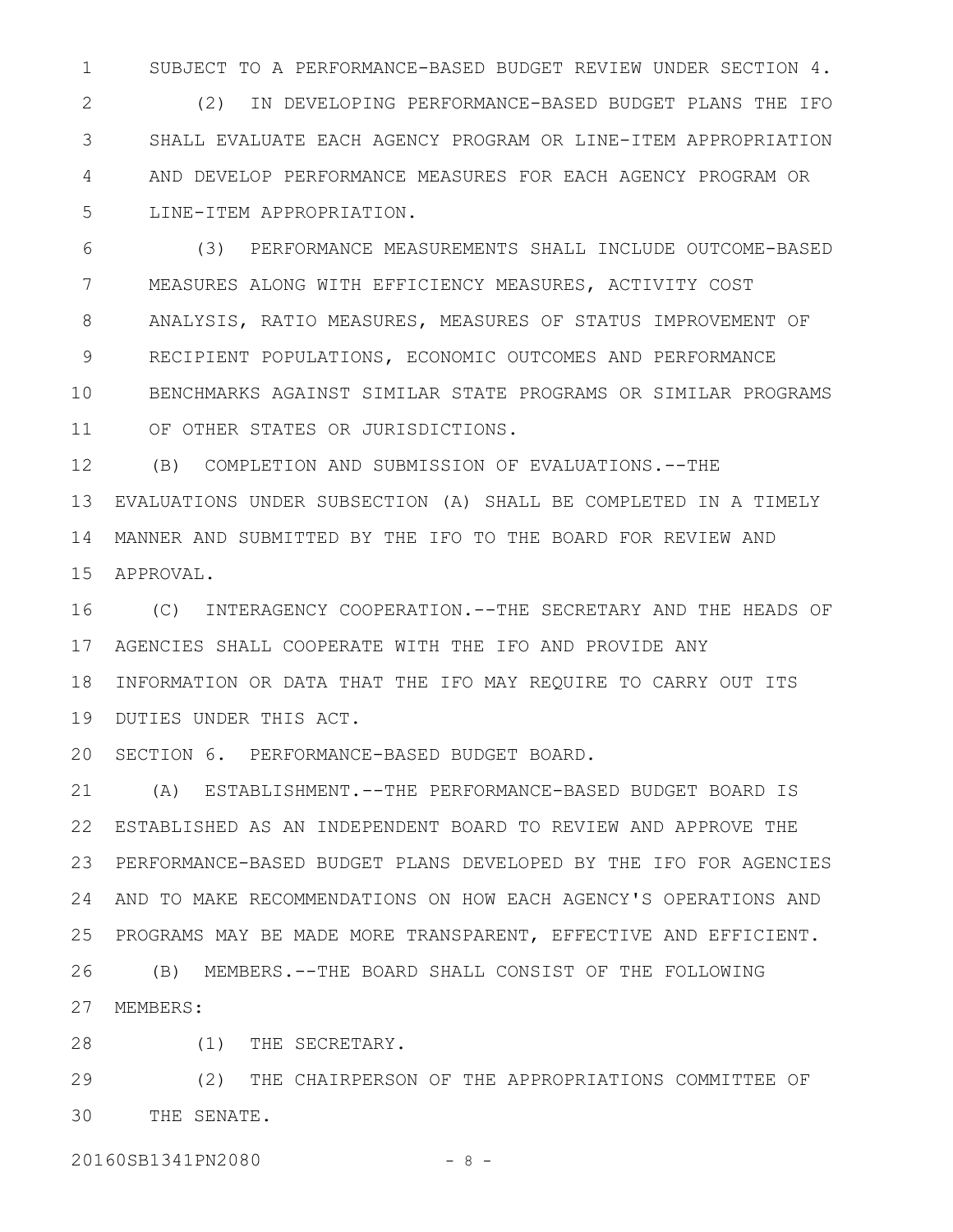SUBJECT TO A PERFORMANCE-BASED BUDGET REVIEW UNDER SECTION 4.

(2) IN DEVELOPING PERFORMANCE-BASED BUDGET PLANS THE IFO SHALL EVALUATE EACH AGENCY PROGRAM OR LINE-ITEM APPROPRIATION AND DEVELOP PERFORMANCE MEASURES FOR EACH AGENCY PROGRAM OR LINE-ITEM APPROPRIATION.

(3) PERFORMANCE MEASUREMENTS SHALL INCLUDE OUTCOME-BASED MEASURES ALONG WITH EFFICIENCY MEASURES, ACTIVITY COST ANALYSIS, RATIO MEASURES, MEASURES OF STATUS IMPROVEMENT OF RECIPIENT POPULATIONS, ECONOMIC OUTCOMES AND PERFORMANCE BENCHMARKS AGAINST SIMILAR STATE PROGRAMS OR SIMILAR PROGRAMS OF OTHER STATES OR JURISDICTIONS.

(B) COMPLETION AND SUBMISSION OF EVALUATIONS.--THE EVALUATIONS UNDER SUBSECTION (A) SHALL BE COMPLETED IN A TIMELY MANNER AND SUBMITTED BY THE IFO TO THE BOARD FOR REVIEW AND APPROVAL.

(C) INTERAGENCY COOPERATION.--THE SECRETARY AND THE HEADS OF AGENCIES SHALL COOPERATE WITH THE IFO AND PROVIDE ANY INFORMATION OR DATA THAT THE IFO MAY REQUIRE TO CARRY OUT ITS DUTIES UNDER THIS ACT.

SECTION 6. PERFORMANCE-BASED BUDGET BOARD.

(A) ESTABLISHMENT.--THE PERFORMANCE-BASED BUDGET BOARD IS ESTABLISHED AS AN INDEPENDENT BOARD TO REVIEW AND APPROVE THE PERFORMANCE-BASED BUDGET PLANS DEVELOPED BY THE IFO FOR AGENCIES AND TO MAKE RECOMMENDATIONS ON HOW EACH AGENCY'S OPERATIONS AND PROGRAMS MAY BE MADE MORE TRANSPARENT, EFFECTIVE AND EFFICIENT.

(B) MEMBERS.--THE BOARD SHALL CONSIST OF THE FOLLOWING MEMBERS:

(1) THE SECRETARY.

(2) THE CHAIRPERSON OF THE APPROPRIATIONS COMMITTEE OF THE SENATE.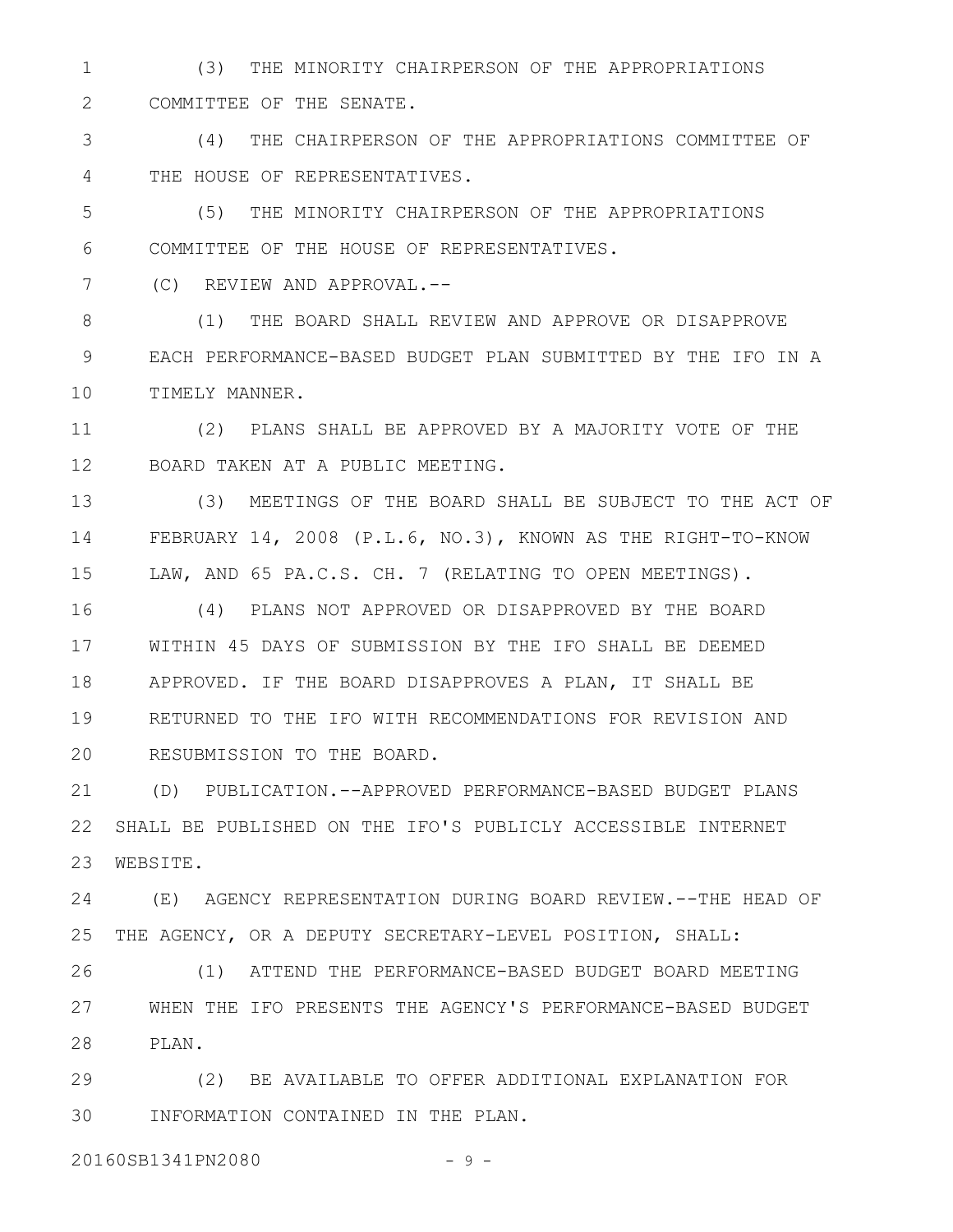(3) THE MINORITY CHAIRPERSON OF THE APPROPRIATIONS COMMITTEE OF THE SENATE.

(4) THE CHAIRPERSON OF THE APPROPRIATIONS COMMITTEE OF THE HOUSE OF REPRESENTATIVES.

(5) THE MINORITY CHAIRPERSON OF THE APPROPRIATIONS COMMITTEE OF THE HOUSE OF REPRESENTATIVES.

(C) REVIEW AND APPROVAL.--

(1) THE BOARD SHALL REVIEW AND APPROVE OR DISAPPROVE EACH PERFORMANCE-BASED BUDGET PLAN SUBMITTED BY THE IFO IN A TIMELY MANNER.

(2) PLANS SHALL BE APPROVED BY A MAJORITY VOTE OF THE BOARD TAKEN AT A PUBLIC MEETING.

(3) MEETINGS OF THE BOARD SHALL BE SUBJECT TO THE ACT OF FEBRUARY 14, 2008 (P.L.6, NO.3), KNOWN AS THE RIGHT-TO-KNOW LAW, AND 65 PA.C.S. CH. 7 (RELATING TO OPEN MEETINGS).

(4) PLANS NOT APPROVED OR DISAPPROVED BY THE BOARD WITHIN 45 DAYS OF SUBMISSION BY THE IFO SHALL BE DEEMED APPROVED. IF THE BOARD DISAPPROVES A PLAN, IT SHALL BE RETURNED TO THE IFO WITH RECOMMENDATIONS FOR REVISION AND RESUBMISSION TO THE BOARD.

(D) PUBLICATION.--APPROVED PERFORMANCE-BASED BUDGET PLANS SHALL BE PUBLISHED ON THE IFO'S PUBLICLY ACCESSIBLE INTERNET WEBSITE.

(E) AGENCY REPRESENTATION DURING BOARD REVIEW.--THE HEAD OF THE AGENCY, OR A DEPUTY SECRETARY-LEVEL POSITION, SHALL:

(1) ATTEND THE PERFORMANCE-BASED BUDGET BOARD MEETING WHEN THE IFO PRESENTS THE AGENCY'S PERFORMANCE-BASED BUDGET PLAN.

(2) BE AVAILABLE TO OFFER ADDITIONAL EXPLANATION FOR INFORMATION CONTAINED IN THE PLAN.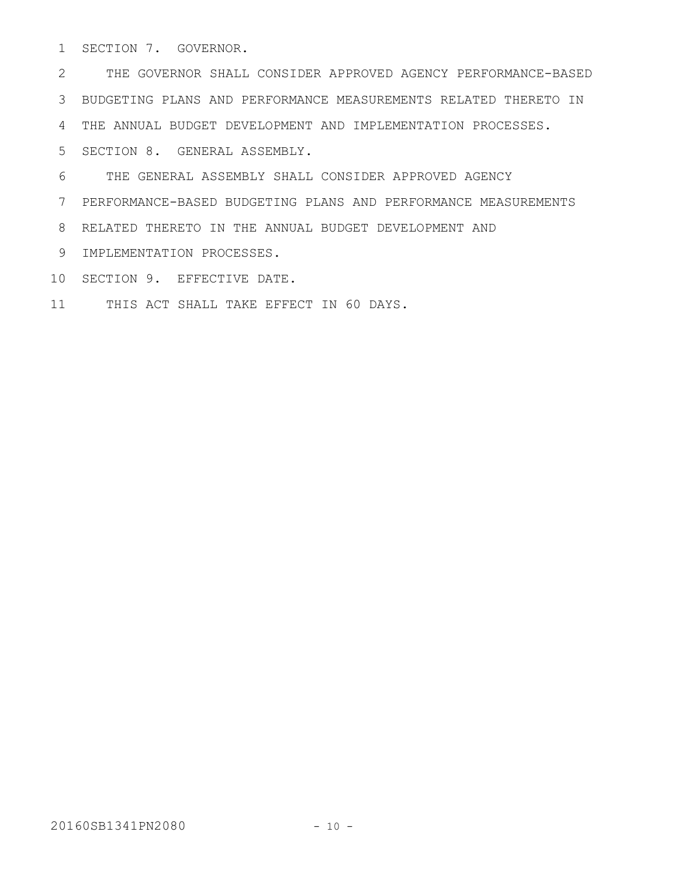SECTION 7. GOVERNOR.

THE GOVERNOR SHALL CONSIDER APPROVED AGENCY PERFORMANCE-BASED BUDGETING PLANS AND PERFORMANCE MEASUREMENTS RELATED THERETO IN THE ANNUAL BUDGET DEVELOPMENT AND IMPLEMENTATION PROCESSES.

SECTION 8. GENERAL ASSEMBLY.

THE GENERAL ASSEMBLY SHALL CONSIDER APPROVED AGENCY PERFORMANCE-BASED BUDGETING PLANS AND PERFORMANCE MEASUREMENTS RELATED THERETO IN THE ANNUAL BUDGET DEVELOPMENT AND IMPLEMENTATION PROCESSES.

SECTION 9. EFFECTIVE DATE.

THIS ACT SHALL TAKE EFFECT IN 60 DAYS.